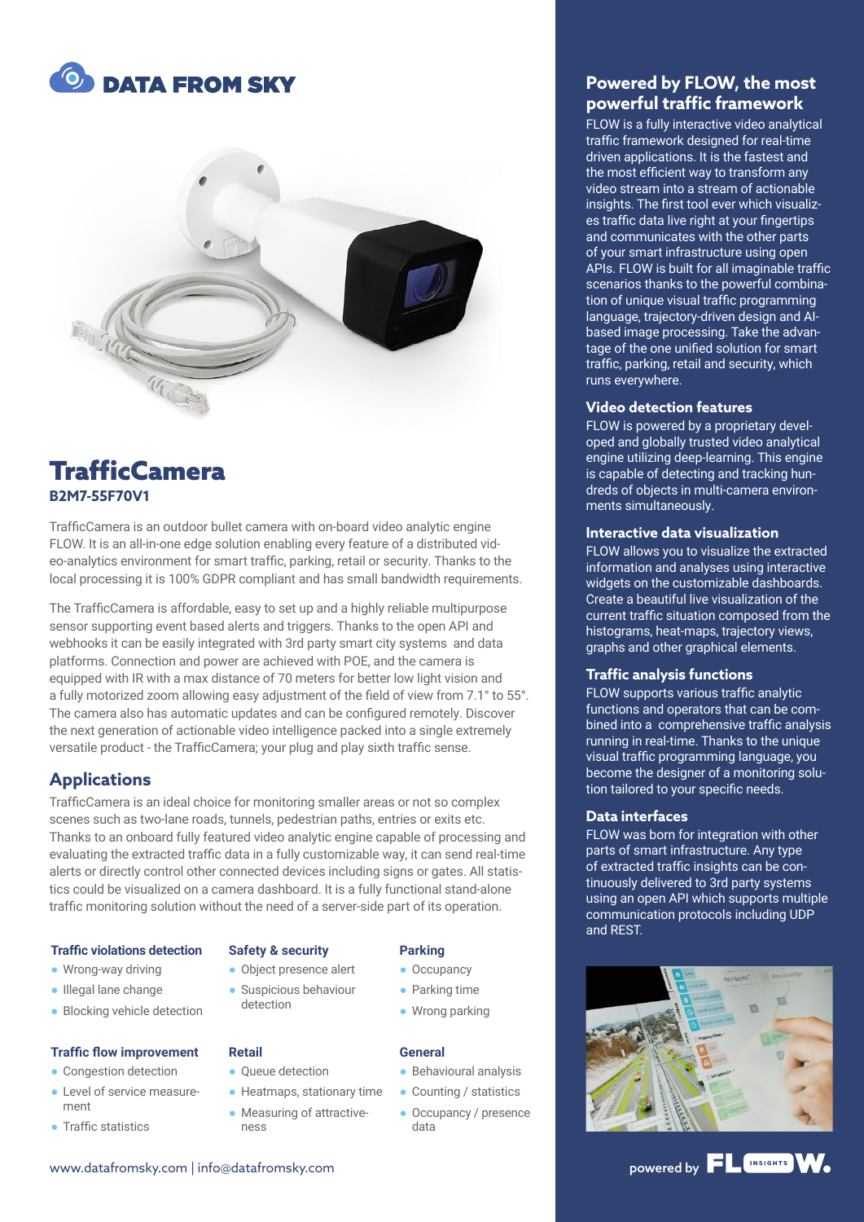# DATA FROM SKY

## TrafficCamera

**B2M7-55F70V1**

TrafficCamera is an outdoor bullet camera with on-board video analytic engine FLOW. It is an all-in-one edge solution enabling every feature of a distributed video-analytics environment for smart traffic, parking, retail or security. Thanks to the local processing it is 100% GDPR compliant and has small bandwidth requirements.

The TrafficCamera is affordable, easy to set up and a highly reliable multipurpose sensor supporting event based alerts and triggers. Thanks to the open API and webhooks it can be easily integrated with 3rd party smart city systems and data platforms. Connection and power are achieved with POE, and the camera is equipped with IR with a max distance of 70 meters for better low light vision and a fully motorized zoom allowing easy adjustment of the field of view from 7.1° to 55°. The camera also has automatic updates and can be configured remotely. Discover the next generation of actionable video intelligence packed into a single extremely versatile product - the TrafficCamera; your plug and play sixth traffic sense.

## Applications

TrafficCamera is an ideal choice for monitoring smaller areas or not so complex scenes such as two-lane roads, tunnels, pedestrian paths, entries or exits etc. Thanks to an onboard fully featured video analytic engine capable of processing and evaluating the extracted traffic data in a fully customizable way, it can send real-time alerts or directly control other connected devices including signs or gates. All statistics could be visualized on a camera dashboard. It is a fully functional stand-alone traffic monitoring solution without the need of a server-side part of its operation.

### Traffic violations detection

- Wrong-way driving
- Illegal lane change
- Blocking vehicle detection

### Safety & security

- Object presence alert
- Suspicious behaviour detection

### Parking

- Occupancy
- Parking time
- Wrong parking

### Traffic flow improvement

- Congestion detection
- Level of service measurement
- Traffic statistics

### Retail

- Queue detection
- Heatmaps, stationary time
- Measuring of attractiveness

### General

- Behavioural analysis
- Counting / statistics
- Occupancy / presence data

www.datafromsky.com | info@datafromsky.com

## Powered by FLOW, the most powerful traffic framework

FLOW is a fully interactive video analytical traffic framework designed for real-time driven applications. It is the fastest and the most efficient way to transform any video stream into a stream of actionable insights. The first tool ever which visualizes traffic data live right at your fingertips and communicates with the other parts of your smart infrastructure using open APIs. FLOW is built for all imaginable traffic scenarios thanks to the powerful combination of unique visual traffic programming language, trajectory-driven design and AI-based image processing. Take the advantage of the one unified solution for smart traffic, parking, retail and security, which runs everywhere.

### Video detection features

FLOW is powered by a proprietary developed and globally trusted video analytical engine utilizing deep-learning. This engine is capable of detecting and tracking hundreds of objects in multi-camera environments simultaneously.

### Interactive data visualization

FLOW allows you to visualize the extracted information and analyses using interactive widgets on the customizable dashboards. Create a beautiful live visualization of the current traffic situation composed from the histograms, heat-maps, trajectory views, graphs and other graphical elements.

### Traffic analysis functions

FLOW supports various traffic analytic functions and operators that can be combined into a comprehensive traffic analysis running in real-time. Thanks to the unique visual traffic programming language, you become the designer of a monitoring solution tailored to your specific needs.

### Data interfaces

FLOW was born for integration with other parts of smart infrastructure. Any type of extracted traffic insights can be continuously delivered to 3rd party systems using an open API which supports multiple communication protocols including UDP and REST.

powered by FLOW INSIGHTS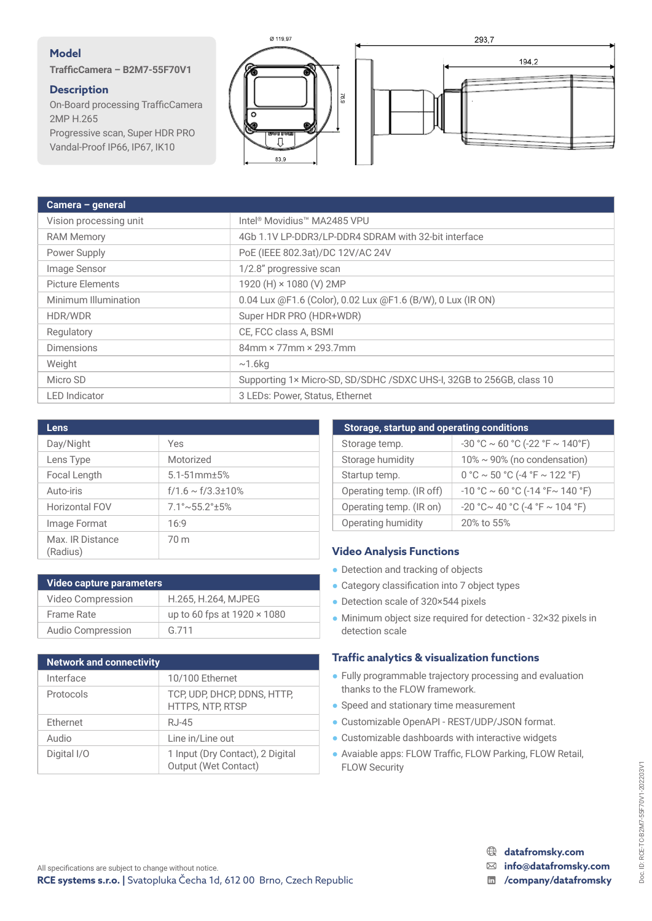## Model

**TrafficCamera – B2M7-55F70V1**

## Description

On-Board processing TrafficCamera
2MP H.265
Progressive scan, Super HDR PRO
Vandal-Proof IP66, IP67, IK10

Ø 119.97
76.9
83.9
293,7
194,2

| Camera – general | |
|---|---|
| Vision processing unit | Intel® Movidius™ MA2485 VPU |
| RAM Memory | 4Gb 1.1V LP-DDR3/LP-DDR4 SDRAM with 32-bit interface |
| Power Supply | PoE (IEEE 802.3at)/DC 12V/AC 24V |
| Image Sensor | 1/2.8" progressive scan |
| Picture Elements | 1920 (H) × 1080 (V) 2MP |
| Minimum Illumination | 0.04 Lux @F1.6 (Color), 0.02 Lux @F1.6 (B/W), 0 Lux (IR ON) |
| HDR/WDR | Super HDR PRO (HDR+WDR) |
| Regulatory | CE, FCC class A, BSMI |
| Dimensions | 84mm × 77mm × 293.7mm |
| Weight | ~1.6kg |
| Micro SD | Supporting 1× Micro-SD, SD/SDHC /SDXC UHS-I, 32GB to 256GB, class 10 |
| LED Indicator | 3 LEDs: Power, Status, Ethernet |

| Lens | |
|---|---|
| Day/Night | Yes |
| Lens Type | Motorized |
| Focal Length | 5.1-51mm±5% |
| Auto-iris | f/1.6 ~ f/3.3±10% |
| Horizontal FOV | 7.1°~55.2°±5% |
| Image Format | 16:9 |
| Max. IR Distance (Radius) | 70 m |

| Video capture parameters | |
|---|---|
| Video Compression | H.265, H.264, MJPEG |
| Frame Rate | up to 60 fps at 1920 × 1080 |
| Audio Compression | G.711 |

| Network and connectivity | |
|---|---|
| Interface | 10/100 Ethernet |
| Protocols | TCP, UDP, DHCP, DDNS, HTTP, HTTPS, NTP, RTSP |
| Ethernet | RJ-45 |
| Audio | Line in/Line out |
| Digital I/O | 1 Input (Dry Contact), 2 Digital Output (Wet Contact) |

| Storage, startup and operating conditions | |
|---|---|
| Storage temp. | -30 °C ~ 60 °C (-22 °F ~ 140°F) |
| Storage humidity | 10% ~ 90% (no condensation) |
| Startup temp. | 0 °C ~ 50 °C (-4 °F ~ 122 °F) |
| Operating temp. (IR off) | -10 °C ~ 60 °C (-14 °F~ 140 °F) |
| Operating temp. (IR on) | -20 °C~ 40 °C (-4 °F ~ 104 °F) |
| Operating humidity | 20% to 55% |

## Video Analysis Functions

- Detection and tracking of objects
- Category classification into 7 object types
- Detection scale of 320×544 pixels
- Minimum object size required for detection - 32×32 pixels in detection scale

## Traffic analytics & visualization functions

- Fully programmable trajectory processing and evaluation thanks to the FLOW framework.
- Speed and stationary time measurement
- Customizable OpenAPI - REST/UDP/JSON format.
- Customizable dashboards with interactive widgets
- Avaiable apps: FLOW Traffic, FLOW Parking, FLOW Retail, FLOW Security

All specifications are subject to change without notice.

**RCE systems s.r.o.** | Svatopluka Čecha 1d, 612 00 Brno, Czech Republic

**datafromsky.com**
**info@datafromsky.com**
**/company/datafromsky**

Doc. ID: RCE-TC-B2M7-55F70V1-202203V1